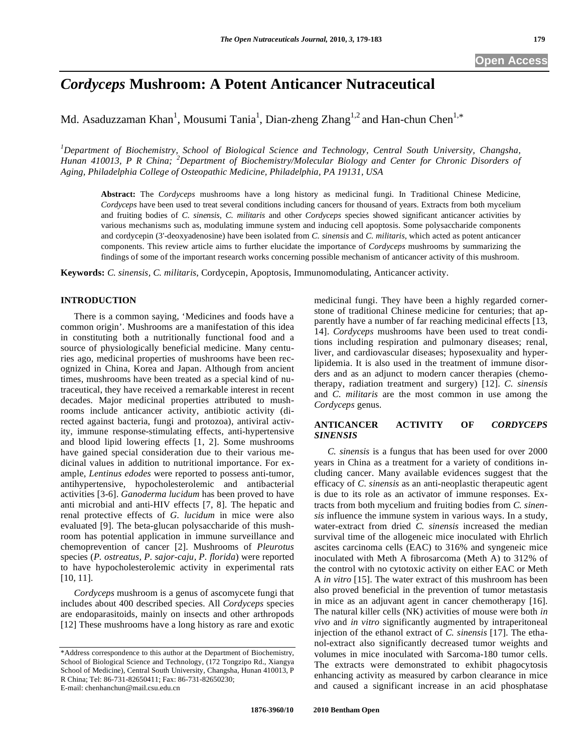# *Cordyceps* Mushroom: A Potent Anticancer Nutraceutical

Md. Asaduzzaman Khan[1], Mousumi Tania[1], Dian-zheng Zhang[1,2] and Han-chun Chen[1,*]

[1]*Department of Biochemistry, School of Biological Science and Technology, Central South University, Changsha, Hunan 410013, P R China;* [2]*Department of Biochemistry/Molecular Biology and Center for Chronic Disorders of Aging, Philadelphia College of Osteopathic Medicine, Philadelphia, PA 19131, USA*

**Abstract:** The *Cordyceps* mushrooms have a long history as medicinal fungi. In Traditional Chinese Medicine, *Cordyceps* have been used to treat several conditions including cancers for thousand of years. Extracts from both mycelium and fruiting bodies of *C. sinensis, C. militaris* and other *Cordyceps* species showed significant anticancer activities by various mechanisms such as, modulating immune system and inducing cell apoptosis. Some polysaccharide components and cordycepin (3'-deoxyadenosine) have been isolated from *C. sinensis* and *C. militaris*, which acted as potent anticancer components. This review article aims to further elucidate the importance of *Cordyceps* mushrooms by summarizing the findings of some of the important research works concerning possible mechanism of anticancer activity of this mushroom.

**Keywords:** *C. sinensis, C. militaris*, Cordycepin, Apoptosis, Immunomodulating, Anticancer activity.

## INTRODUCTION

There is a common saying, 'Medicines and foods have a common origin'. Mushrooms are a manifestation of this idea in constituting both a nutritionally functional food and a source of physiologically beneficial medicine. Many centuries ago, medicinal properties of mushrooms have been recognized in China, Korea and Japan. Although from ancient times, mushrooms have been treated as a special kind of nutraceutical, they have received a remarkable interest in recent decades. Major medicinal properties attributed to mushrooms include anticancer activity, antibiotic activity (directed against bacteria, fungi and protozoa), antiviral activity, immune response-stimulating effects, anti-hypertensive and blood lipid lowering effects [1, 2]. Some mushrooms have gained special consideration due to their various medicinal values in addition to nutritional importance. For example, *Lentinus edodes* were reported to possess anti-tumor, antihypertensive, hypocholesterolemic and antibacterial activities [3-6]. *Ganoderma lucidum* has been proved to have anti microbial and anti-HIV effects [7, 8]. The hepatic and renal protective effects of *G. lucidum* in mice were also evaluated [9]. The beta-glucan polysaccharide of this mushroom has potential application in immune surveillance and chemoprevention of cancer [2]. Mushrooms of *Pleurotus* species (*P. ostreatus, P. sajor-caju, P. florida*) were reported to have hypocholesterolemic activity in experimental rats [10, 11].

*Cordyceps* mushroom is a genus of ascomycete fungi that includes about 400 described species. All *Cordyceps* species are endoparasitoids, mainly on insects and other arthropods [12] These mushrooms have a long history as rare and exotic medicinal fungi. They have been a highly regarded cornerstone of traditional Chinese medicine for centuries; that apparently have a number of far reaching medicinal effects [13, 14]. *Cordyceps* mushrooms have been used to treat conditions including respiration and pulmonary diseases; renal, liver, and cardiovascular diseases; hyposexuality and hyperlipidemia. It is also used in the treatment of immune disorders and as an adjunct to modern cancer therapies (chemotherapy, radiation treatment and surgery) [12]. *C. sinensis* and *C. militaris* are the most common in use among the *Cordyceps* genus.

## ANTICANCER ACTIVITY OF *CORDYCEPS SINENSIS*

*C. sinensis* is a fungus that has been used for over 2000 years in China as a treatment for a variety of conditions including cancer. Many available evidences suggest that the efficacy of *C. sinensis* as an anti-neoplastic therapeutic agent is due to its role as an activator of immune responses. Extracts from both mycelium and fruiting bodies from *C. sinensis* influence the immune system in various ways. In a study, water-extract from dried *C. sinensis* increased the median survival time of the allogeneic mice inoculated with Ehrlich ascites carcinoma cells (EAC) to 316% and syngeneic mice inoculated with Meth A fibrosarcoma (Meth A) to 312% of the control with no cytotoxic activity on either EAC or Meth A *in vitro* [15]. The water extract of this mushroom has been also proved beneficial in the prevention of tumor metastasis in mice as an adjuvant agent in cancer chemotherapy [16]. The natural killer cells (NK) activities of mouse were both *in vivo* and *in vitro* significantly augmented by intraperitoneal injection of the ethanol extract of *C. sinensis* [17]. The ethanol-extract also significantly decreased tumor weights and volumes in mice inoculated with Sarcoma-180 tumor cells. The extracts were demonstrated to exhibit phagocytosis enhancing activity as measured by carbon clearance in mice and caused a significant increase in an acid phosphatase

*Address correspondence to this author at the Department of Biochemistry, School of Biological Science and Technology, (172 Tongzipo Rd., Xiangya School of Medicine), Central South University, Changsha, Hunan 410013, P R China; Tel: 86-731-82650411; Fax: 86-731-82650230; E-mail: chenhanchun@mail.csu.edu.cn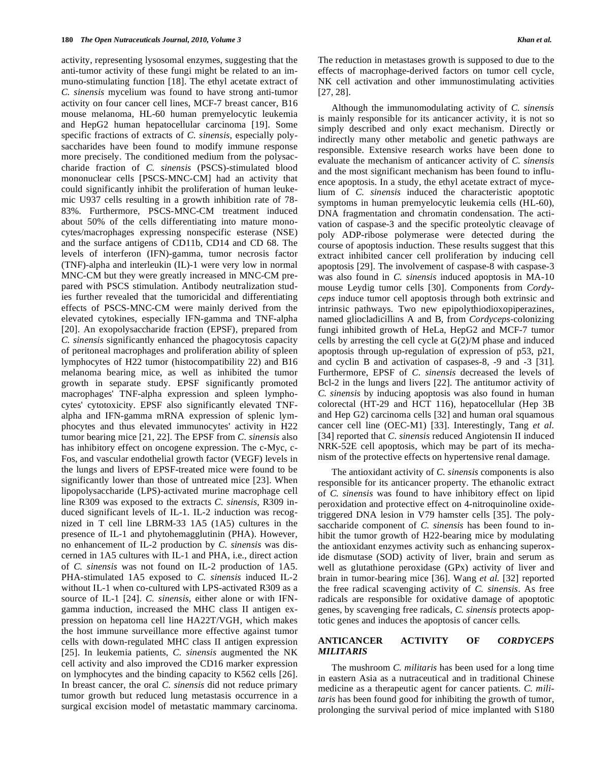activity, representing lysosomal enzymes, suggesting that the anti-tumor activity of these fungi might be related to an immuno-stimulating function [18]. The ethyl acetate extract of *C. sinensis* mycelium was found to have strong anti-tumor activity on four cancer cell lines, MCF-7 breast cancer, B16 mouse melanoma, HL-60 human premyelocytic leukemia and HepG2 human hepatocellular carcinoma [19]. Some specific fractions of extracts of *C. sinensis*, especially polysaccharides have been found to modify immune response more precisely. The conditioned medium from the polysaccharide fraction of *C. sinensis* (PSCS)-stimulated blood mononuclear cells [PSCS-MNC-CM] had an activity that could significantly inhibit the proliferation of human leukemic U937 cells resulting in a growth inhibition rate of 78-83%. Furthermore, PSCS-MNC-CM treatment induced about 50% of the cells differentiating into mature monocytes/macrophages expressing nonspecific esterase (NSE) and the surface antigens of CD11b, CD14 and CD 68. The levels of interferon (IFN)-gamma, tumor necrosis factor (TNF)-alpha and interleukin (IL)-1 were very low in normal MNC-CM but they were greatly increased in MNC-CM prepared with PSCS stimulation. Antibody neutralization studies further revealed that the tumoricidal and differentiating effects of PSCS-MNC-CM were mainly derived from the elevated cytokines, especially IFN-gamma and TNF-alpha [20]. An exopolysaccharide fraction (EPSF), prepared from *C. sinensis* significantly enhanced the phagocytosis capacity of peritoneal macrophages and proliferation ability of spleen lymphocytes of H22 tumor (histocompatibility 22) and B16 melanoma bearing mice, as well as inhibited the tumor growth in separate study. EPSF significantly promoted macrophages' TNF-alpha expression and spleen lymphocytes' cytotoxicity. EPSF also significantly elevated TNF-alpha and IFN-gamma mRNA expression of splenic lymphocytes and thus elevated immunocytes' activity in H22 tumor bearing mice [21, 22]. The EPSF from *C. sinensis* also has inhibitory effect on oncogene expression. The c-Myc, c-Fos, and vascular endothelial growth factor (VEGF) levels in the lungs and livers of EPSF-treated mice were found to be significantly lower than those of untreated mice [23]. When lipopolysaccharide (LPS)-activated murine macrophage cell line R309 was exposed to the extracts *C. sinensis*, R309 induced significant levels of IL-1. IL-2 induction was recognized in T cell line LBRM-33 1A5 (1A5) cultures in the presence of IL-1 and phytohemagglutinin (PHA). However, no enhancement of IL-2 production by *C. sinensis* was discerned in 1A5 cultures with IL-1 and PHA, i.e., direct action of *C. sinensis* was not found on IL-2 production of 1A5. PHA-stimulated 1A5 exposed to *C. sinensis* induced IL-2 without IL-1 when co-cultured with LPS-activated R309 as a source of IL-1 [24]. *C. sinensis*, either alone or with IFN-gamma induction, increased the MHC class II antigen expression on hepatoma cell line HA22T/VGH, which makes the host immune surveillance more effective against tumor cells with down-regulated MHC class II antigen expression [25]. In leukemia patients, *C. sinensis* augmented the NK cell activity and also improved the CD16 marker expression on lymphocytes and the binding capacity to K562 cells [26]. In breast cancer, the oral *C. sinensis* did not reduce primary tumor growth but reduced lung metastasis occurrence in a surgical excision model of metastatic mammary carcinoma. The reduction in metastases growth is supposed to due to the effects of macrophage-derived factors on tumor cell cycle, NK cell activation and other immunostimulating activities [27, 28].

Although the immunomodulating activity of *C. sinensis* is mainly responsible for its anticancer activity, it is not so simply described and only exact mechanism. Directly or indirectly many other metabolic and genetic pathways are responsible. Extensive research works have been done to evaluate the mechanism of anticancer activity of *C. sinensis* and the most significant mechanism has been found to influence apoptosis. In a study, the ethyl acetate extract of mycelium of *C. sinensis* induced the characteristic apoptotic symptoms in human premyelocytic leukemia cells (HL-60), DNA fragmentation and chromatin condensation. The activation of caspase-3 and the specific proteolytic cleavage of poly ADP-ribose polymerase were detected during the course of apoptosis induction. These results suggest that this extract inhibited cancer cell proliferation by inducing cell apoptosis [29]. The involvement of caspase-8 with caspase-3 was also found in *C. sinensis* induced apoptosis in MA-10 mouse Leydig tumor cells [30]. Components from *Cordyceps* induce tumor cell apoptosis through both extrinsic and intrinsic pathways. Two new epipolythiodioxopiperazines, named gliocladicillins A and B, from *Cordyceps*-colonizing fungi inhibited growth of HeLa, HepG2 and MCF-7 tumor cells by arresting the cell cycle at G(2)/M phase and induced apoptosis through up-regulation of expression of p53, p21, and cyclin B and activation of caspases-8, -9 and -3 [31]. Furthermore, EPSF of *C. sinensis* decreased the levels of Bcl-2 in the lungs and livers [22]. The antitumor activity of *C. sinensis* by inducing apoptosis was also found in human colorectal (HT-29 and HCT 116), hepatocellular (Hep 3B and Hep G2) carcinoma cells [32] and human oral squamous cancer cell line (OEC-M1) [33]. Interestingly, Tang *et al.* [34] reported that *C. sinensis* reduced Angiotensin II induced NRK-52E cell apoptosis, which may be part of its mechanism of the protective effects on hypertensive renal damage.

The antioxidant activity of *C. sinensis* components is also responsible for its anticancer property. The ethanolic extract of *C. sinensis* was found to have inhibitory effect on lipid peroxidation and protective effect on 4-nitroquinoline oxide-triggered DNA lesion in V79 hamster cells [35]. The polysaccharide component of *C. sinensis* has been found to inhibit the tumor growth of H22-bearing mice by modulating the antioxidant enzymes activity such as enhancing superoxide dismutase (SOD) activity of liver, brain and serum as well as glutathione peroxidase (GPx) activity of liver and brain in tumor-bearing mice [36]. Wang *et al.* [32] reported the free radical scavenging activity of *C. sinensis*. As free radicals are responsible for oxidative damage of apoptotic genes, by scavenging free radicals, *C. sinensis* protects apoptotic genes and induces the apoptosis of cancer cells.

## ANTICANCER ACTIVITY OF *CORDYCEPS MILITARIS*

The mushroom *C. militaris* has been used for a long time in eastern Asia as a nutraceutical and in traditional Chinese medicine as a therapeutic agent for cancer patients. *C. militaris* has been found good for inhibiting the growth of tumor, prolonging the survival period of mice implanted with S180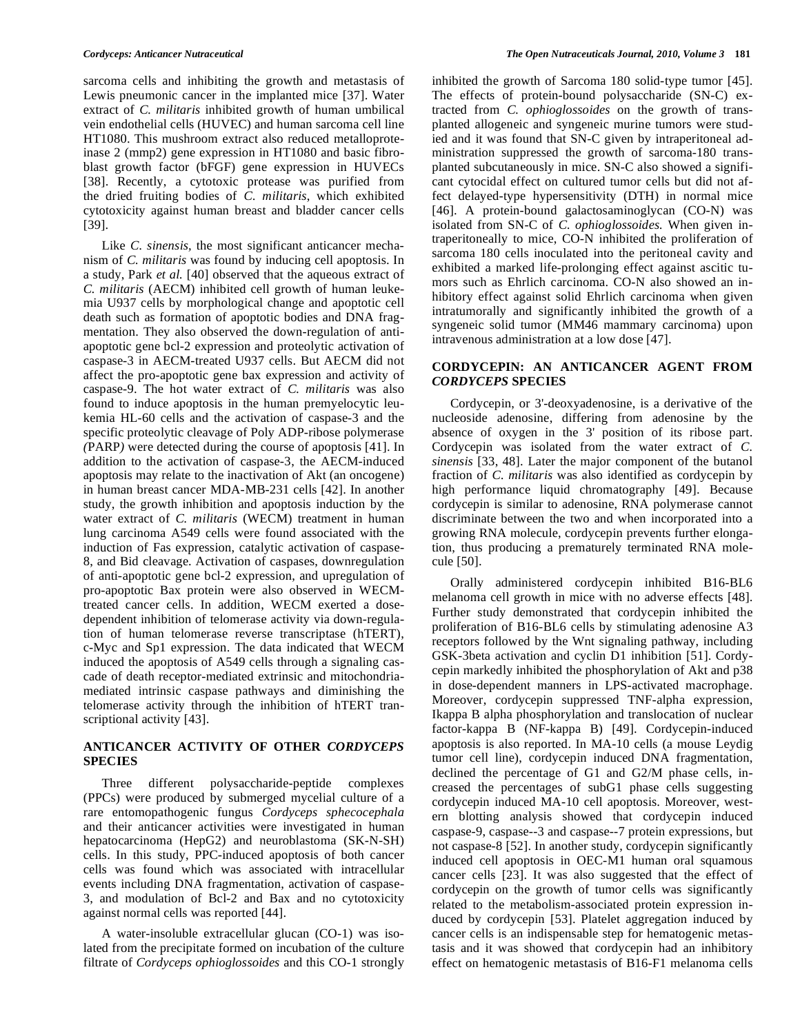sarcoma cells and inhibiting the growth and metastasis of Lewis pneumonic cancer in the implanted mice [37]. Water extract of *C. militaris* inhibited growth of human umbilical vein endothelial cells (HUVEC) and human sarcoma cell line HT1080. This mushroom extract also reduced metalloproteinase 2 (mmp2) gene expression in HT1080 and basic fibroblast growth factor (bFGF) gene expression in HUVECs [38]. Recently, a cytotoxic protease was purified from the dried fruiting bodies of *C. militaris*, which exhibited cytotoxicity against human breast and bladder cancer cells [39].

Like *C. sinensis*, the most significant anticancer mechanism of *C. militaris* was found by inducing cell apoptosis. In a study, Park *et al.* [40] observed that the aqueous extract of *C. militaris* (AECM) inhibited cell growth of human leukemia U937 cells by morphological change and apoptotic cell death such as formation of apoptotic bodies and DNA fragmentation. They also observed the down-regulation of anti-apoptotic gene bcl-2 expression and proteolytic activation of caspase-3 in AECM-treated U937 cells. But AECM did not affect the pro-apoptotic gene bax expression and activity of caspase-9. The hot water extract of *C. militaris* was also found to induce apoptosis in the human premyelocytic leukemia HL-60 cells and the activation of caspase-3 and the specific proteolytic cleavage of Poly ADP-ribose polymerase *(*PARP*)* were detected during the course of apoptosis [41]. In addition to the activation of caspase-3, the AECM-induced apoptosis may relate to the inactivation of Akt (an oncogene) in human breast cancer MDA-MB-231 cells [42]. In another study, the growth inhibition and apoptosis induction by the water extract of *C. militaris* (WECM) treatment in human lung carcinoma A549 cells were found associated with the induction of Fas expression, catalytic activation of caspase-8, and Bid cleavage. Activation of caspases, downregulation of anti-apoptotic gene bcl-2 expression, and upregulation of pro-apoptotic Bax protein were also observed in WECM-treated cancer cells. In addition, WECM exerted a dose-dependent inhibition of telomerase activity via down-regulation of human telomerase reverse transcriptase (hTERT), c-Myc and Sp1 expression. The data indicated that WECM induced the apoptosis of A549 cells through a signaling cascade of death receptor-mediated extrinsic and mitochondria-mediated intrinsic caspase pathways and diminishing the telomerase activity through the inhibition of hTERT transcriptional activity [43].

## ANTICANCER ACTIVITY OF OTHER *CORDYCEPS* SPECIES

Three different polysaccharide-peptide complexes (PPCs) were produced by submerged mycelial culture of a rare entomopathogenic fungus *Cordyceps sphecocephala* and their anticancer activities were investigated in human hepatocarcinoma (HepG2) and neuroblastoma (SK-N-SH) cells. In this study, PPC-induced apoptosis of both cancer cells was found which was associated with intracellular events including DNA fragmentation, activation of caspase-3, and modulation of Bcl-2 and Bax and no cytotoxicity against normal cells was reported [44].

A water-insoluble extracellular glucan (CO-1) was isolated from the precipitate formed on incubation of the culture filtrate of *Cordyceps ophioglossoides* and this CO-1 strongly inhibited the growth of Sarcoma 180 solid-type tumor [45]. The effects of protein-bound polysaccharide (SN-C) extracted from *C. ophioglossoides* on the growth of transplanted allogeneic and syngeneic murine tumors were studied and it was found that SN-C given by intraperitoneal administration suppressed the growth of sarcoma-180 transplanted subcutaneously in mice. SN-C also showed a significant cytocidal effect on cultured tumor cells but did not affect delayed-type hypersensitivity (DTH) in normal mice [46]. A protein-bound galactosaminoglycan (CO-N) was isolated from SN-C of *C. ophioglossoides.* When given intraperitoneally to mice, CO-N inhibited the proliferation of sarcoma 180 cells inoculated into the peritoneal cavity and exhibited a marked life-prolonging effect against ascitic tumors such as Ehrlich carcinoma. CO-N also showed an inhibitory effect against solid Ehrlich carcinoma when given intratumorally and significantly inhibited the growth of a syngeneic solid tumor (MM46 mammary carcinoma) upon intravenous administration at a low dose [47].

## CORDYCEPIN: AN ANTICANCER AGENT FROM *CORDYCEPS* SPECIES

Cordycepin, or 3'-deoxyadenosine, is a derivative of the nucleoside adenosine, differing from adenosine by the absence of oxygen in the 3' position of its ribose part. Cordycepin was isolated from the water extract of *C. sinensis* [33, 48]. Later the major component of the butanol fraction of *C. militaris* was also identified as cordycepin by high performance liquid chromatography [49]. Because cordycepin is similar to adenosine, RNA polymerase cannot discriminate between the two and when incorporated into a growing RNA molecule, cordycepin prevents further elongation, thus producing a prematurely terminated RNA molecule [50].

Orally administered cordycepin inhibited B16-BL6 melanoma cell growth in mice with no adverse effects [48]. Further study demonstrated that cordycepin inhibited the proliferation of B16-BL6 cells by stimulating adenosine A3 receptors followed by the Wnt signaling pathway, including GSK-3beta activation and cyclin D1 inhibition [51]. Cordycepin markedly inhibited the phosphorylation of Akt and p38 in dose-dependent manners in LPS-activated macrophage. Moreover, cordycepin suppressed TNF-alpha expression, Ikappa B alpha phosphorylation and translocation of nuclear factor-kappa B (NF-kappa B) [49]. Cordycepin-induced apoptosis is also reported. In MA-10 cells (a mouse Leydig tumor cell line), cordycepin induced DNA fragmentation, declined the percentage of G1 and G2/M phase cells, increased the percentages of subG1 phase cells suggesting cordycepin induced MA-10 cell apoptosis. Moreover, western blotting analysis showed that cordycepin induced caspase-9, caspase--3 and caspase--7 protein expressions, but not caspase-8 [52]. In another study, cordycepin significantly induced cell apoptosis in OEC-M1 human oral squamous cancer cells [23]. It was also suggested that the effect of cordycepin on the growth of tumor cells was significantly related to the metabolism-associated protein expression induced by cordycepin [53]. Platelet aggregation induced by cancer cells is an indispensable step for hematogenic metastasis and it was showed that cordycepin had an inhibitory effect on hematogenic metastasis of B16-F1 melanoma cells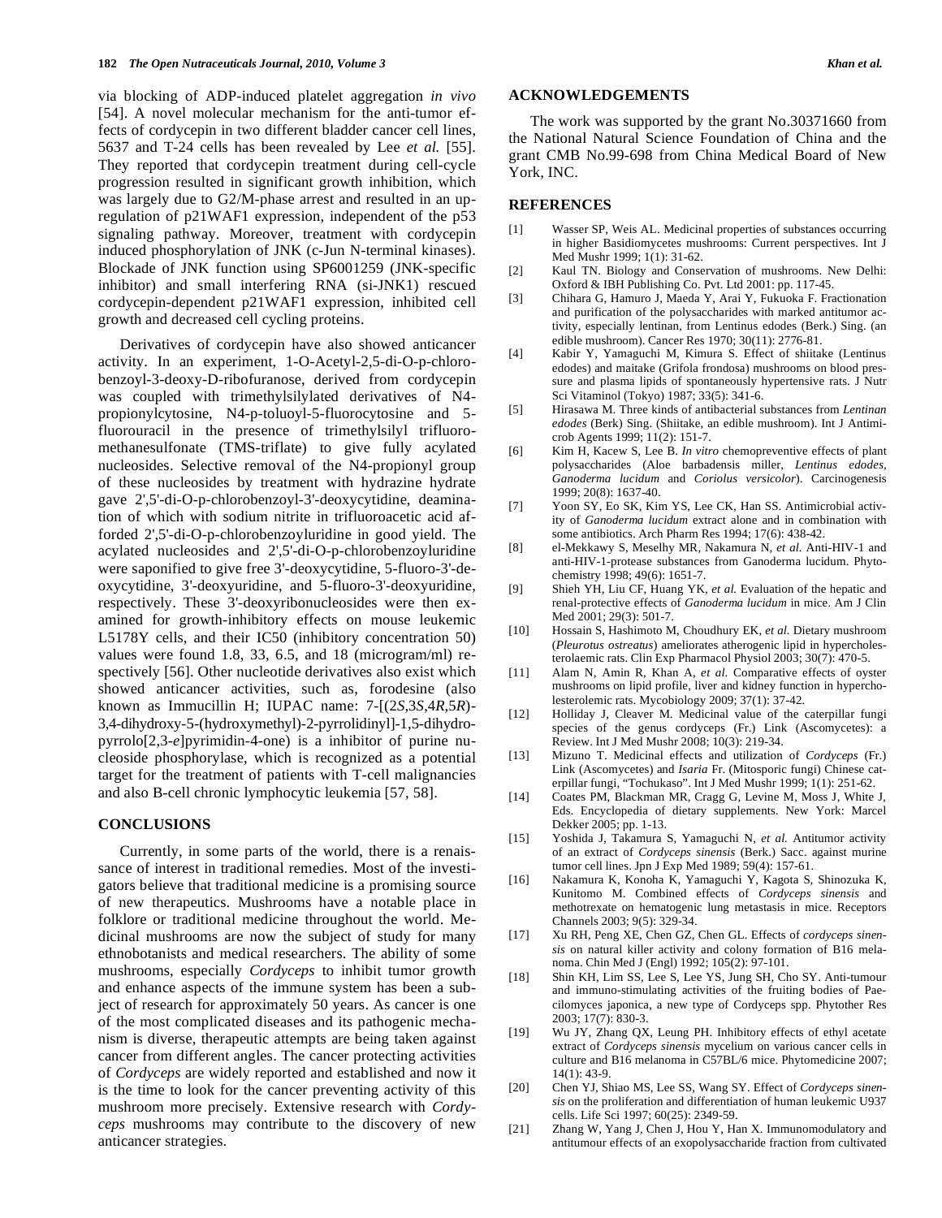via blocking of ADP-induced platelet aggregation *in vivo* [54]. A novel molecular mechanism for the anti-tumor effects of cordycepin in two different bladder cancer cell lines, 5637 and T-24 cells has been revealed by Lee *et al.* [55]. They reported that cordycepin treatment during cell-cycle progression resulted in significant growth inhibition, which was largely due to G2/M-phase arrest and resulted in an up-regulation of p21WAF1 expression, independent of the p53 signaling pathway. Moreover, treatment with cordycepin induced phosphorylation of JNK (c-Jun N-terminal kinases). Blockade of JNK function using SP6001259 (JNK-specific inhibitor) and small interfering RNA (si-JNK1) rescued cordycepin-dependent p21WAF1 expression, inhibited cell growth and decreased cell cycling proteins.

Derivatives of cordycepin have also showed anticancer activity. In an experiment, 1-O-Acetyl-2,5-di-O-p-chlorobenzoyl-3-deoxy-D-ribofuranose, derived from cordycepin was coupled with trimethylsilylated derivatives of N4-propionylcytosine, N4-p-toluoyl-5-fluorocytosine and 5-fluorouracil in the presence of trimethylsilyl trifluoromethanesulfonate (TMS-triflate) to give fully acylated nucleosides. Selective removal of the N4-propionyl group of these nucleosides by treatment with hydrazine hydrate gave 2',5'-di-O-p-chlorobenzoyl-3'-deoxycytidine, deamination of which with sodium nitrite in trifluoroacetic acid afforded 2',5'-di-O-p-chlorobenzoyluridine in good yield. The acylated nucleosides and 2',5'-di-O-p-chlorobenzoyluridine were saponified to give free 3'-deoxycytidine, 5-fluoro-3'-deoxycytidine, 3'-deoxyuridine, and 5-fluoro-3'-deoxyuridine, respectively. These 3'-deoxyribonucleosides were then examined for growth-inhibitory effects on mouse leukemic L5178Y cells, and their IC50 (inhibitory concentration 50) values were found 1.8, 33, 6.5, and 18 (microgram/ml) respectively [56]. Other nucleotide derivatives also exist which showed anticancer activities, such as, forodesine (also known as Immucillin H; IUPAC name: 7-[(2*S*,3*S*,4*R*,5*R*)-3,4-dihydroxy-5-(hydroxymethyl)-2-pyrrolidinyl]-1,5-dihydropyrrolo[2,3-*e*]pyrimidin-4-one) is a inhibitor of purine nucleoside phosphorylase, which is recognized as a potential target for the treatment of patients with T-cell malignancies and also B-cell chronic lymphocytic leukemia [57, 58].

## CONCLUSIONS

Currently, in some parts of the world, there is a renaissance of interest in traditional remedies. Most of the investigators believe that traditional medicine is a promising source of new therapeutics. Mushrooms have a notable place in folklore or traditional medicine throughout the world. Medicinal mushrooms are now the subject of study for many ethnobotanists and medical researchers. The ability of some mushrooms, especially *Cordyceps* to inhibit tumor growth and enhance aspects of the immune system has been a subject of research for approximately 50 years. As cancer is one of the most complicated diseases and its pathogenic mechanism is diverse, therapeutic attempts are being taken against cancer from different angles. The cancer protecting activities of *Cordyceps* are widely reported and established and now it is the time to look for the cancer preventing activity of this mushroom more precisely. Extensive research with *Cordyceps* mushrooms may contribute to the discovery of new anticancer strategies.

## ACKNOWLEDGEMENTS

The work was supported by the grant No.30371660 from the National Natural Science Foundation of China and the grant CMB No.99-698 from China Medical Board of New York, INC.

## REFERENCES

[1] Wasser SP, Weis AL. Medicinal properties of substances occurring in higher Basidiomycetes mushrooms: Current perspectives. Int J Med Mushr 1999; 1(1): 31-62.

[2] Kaul TN. Biology and Conservation of mushrooms. New Delhi: Oxford & IBH Publishing Co. Pvt. Ltd 2001: pp. 117-45.

[3] Chihara G, Hamuro J, Maeda Y, Arai Y, Fukuoka F. Fractionation and purification of the polysaccharides with marked antitumor activity, especially lentinan, from Lentinus edodes (Berk.) Sing. (an edible mushroom). Cancer Res 1970; 30(11): 2776-81.

[4] Kabir Y, Yamaguchi M, Kimura S. Effect of shiitake (Lentinus edodes) and maitake (Grifola frondosa) mushrooms on blood pressure and plasma lipids of spontaneously hypertensive rats. J Nutr Sci Vitaminol (Tokyo) 1987; 33(5): 341-6.

[5] Hirasawa M. Three kinds of antibacterial substances from *Lentinan edodes* (Berk) Sing. (Shiitake, an edible mushroom). Int J Antimicrob Agents 1999; 11(2): 151-7.

[6] Kim H, Kacew S, Lee B. *In vitro* chemopreventive effects of plant polysaccharides (Aloe barbadensis miller, *Lentinus edodes, Ganoderma lucidum* and *Coriolus versicolor*). Carcinogenesis 1999; 20(8): 1637-40.

[7] Yoon SY, Eo SK, Kim YS, Lee CK, Han SS. Antimicrobial activity of *Ganoderma lucidum* extract alone and in combination with some antibiotics. Arch Pharm Res 1994; 17(6): 438-42.

[8] el-Mekkawy S, Meselhy MR, Nakamura N, *et al.* Anti-HIV-1 and anti-HIV-1-protease substances from Ganoderma lucidum. Phytochemistry 1998; 49(6): 1651-7.

[9] Shieh YH, Liu CF, Huang YK, *et al.* Evaluation of the hepatic and renal-protective effects of *Ganoderma lucidum* in mice. Am J Clin Med 2001; 29(3): 501-7.

[10] Hossain S, Hashimoto M, Choudhury EK, *et al.* Dietary mushroom (*Pleurotus ostreatus*) ameliorates atherogenic lipid in hypercholesterolaemic rats. Clin Exp Pharmacol Physiol 2003; 30(7): 470-5.

[11] Alam N, Amin R, Khan A, *et al.* Comparative effects of oyster mushrooms on lipid profile, liver and kidney function in hypercholesterolemic rats. Mycobiology 2009; 37(1): 37-42.

[12] Holliday J, Cleaver M. Medicinal value of the caterpillar fungi species of the genus cordyceps (Fr.) Link (Ascomycetes): a Review. Int J Med Mushr 2008; 10(3): 219-34.

[13] Mizuno T. Medicinal effects and utilization of *Cordyceps* (Fr.) Link (Ascomycetes) and *Isaria* Fr. (Mitosporic fungi) Chinese caterpillar fungi, "Tochukaso". Int J Med Mushr 1999; 1(1): 251-62.

[14] Coates PM, Blackman MR, Cragg G, Levine M, Moss J, White J, Eds. Encyclopedia of dietary supplements. New York: Marcel Dekker 2005; pp. 1-13.

[15] Yoshida J, Takamura S, Yamaguchi N, *et al.* Antitumor activity of an extract of *Cordyceps sinensis* (Berk.) Sacc. against murine tumor cell lines. Jpn J Exp Med 1989; 59(4): 157-61.

[16] Nakamura K, Konoha K, Yamaguchi Y, Kagota S, Shinozuka K, Kunitomo M. Combined effects of *Cordyceps sinensis* and methotrexate on hematogenic lung metastasis in mice. Receptors Channels 2003; 9(5): 329-34.

[17] Xu RH, Peng XE, Chen GZ, Chen GL. Effects of *cordyceps sinensis* on natural killer activity and colony formation of B16 melanoma. Chin Med J (Engl) 1992; 105(2): 97-101.

[18] Shin KH, Lim SS, Lee S, Lee YS, Jung SH, Cho SY. Anti-tumour and immuno-stimulating activities of the fruiting bodies of Paecilomyces japonica, a new type of Cordyceps spp. Phytother Res 2003; 17(7): 830-3.

[19] Wu JY, Zhang QX, Leung PH. Inhibitory effects of ethyl acetate extract of *Cordyceps sinensis* mycelium on various cancer cells in culture and B16 melanoma in C57BL/6 mice. Phytomedicine 2007; 14(1): 43-9.

[20] Chen YJ, Shiao MS, Lee SS, Wang SY. Effect of *Cordyceps sinensis* on the proliferation and differentiation of human leukemic U937 cells. Life Sci 1997; 60(25): 2349-59.

[21] Zhang W, Yang J, Chen J, Hou Y, Han X. Immunomodulatory and antitumour effects of an exopolysaccharide fraction from cultivated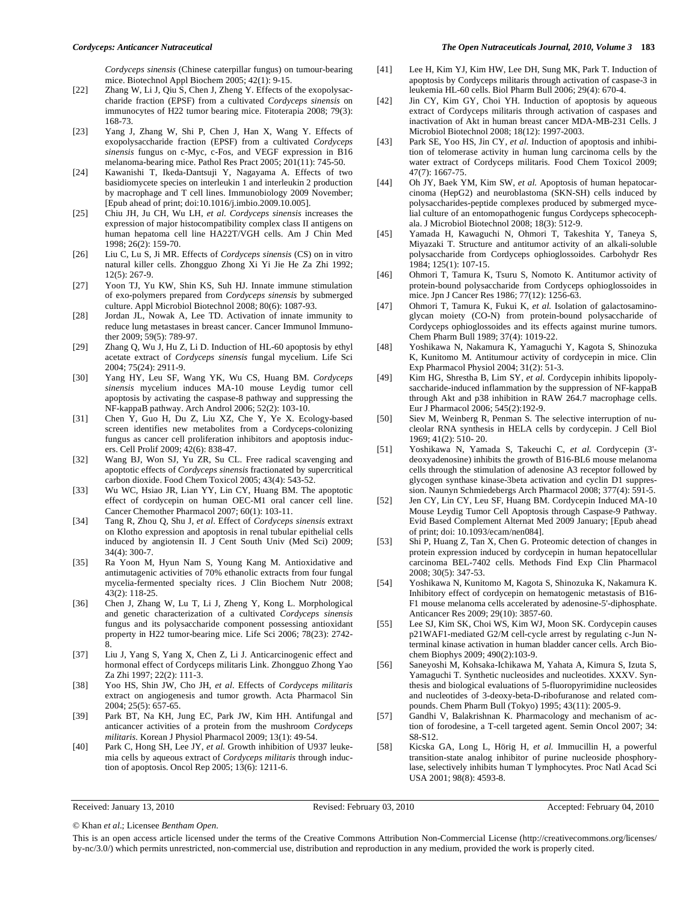*Cordyceps sinensis* (Chinese caterpillar fungus) on tumour-bearing mice. Biotechnol Appl Biochem 2005; 42(1): 9-15.

[22] Zhang W, Li J, Qiu S, Chen J, Zheng Y. Effects of the exopolysaccharide fraction (EPSF) from a cultivated *Cordyceps sinensis* on immunocytes of H22 tumor bearing mice. Fitoterapia 2008; 79(3): 168-73.

[23] Yang J, Zhang W, Shi P, Chen J, Han X, Wang Y. Effects of exopolysaccharide fraction (EPSF) from a cultivated *Cordyceps sinensis* fungus on c-Myc, c-Fos, and VEGF expression in B16 melanoma-bearing mice. Pathol Res Pract 2005; 201(11): 745-50.

[24] Kawanishi T, Ikeda-Dantsuji Y, Nagayama A. Effects of two basidiomycete species on interleukin 1 and interleukin 2 production by macrophage and T cell lines. Immunobiology 2009 November; [Epub ahead of print; doi:10.1016/j.imbio.2009.10.005].

[25] Chiu JH, Ju CH, Wu LH, *et al. Cordyceps sinensis* increases the expression of major histocompatibility complex class II antigens on human hepatoma cell line HA22T/VGH cells. Am J Chin Med 1998; 26(2): 159-70.

[26] Liu C, Lu S, Ji MR. Effects of *Cordyceps sinensis* (CS) on in vitro natural killer cells. Zhongguo Zhong Xi Yi Jie He Za Zhi 1992; 12(5): 267-9.

[27] Yoon TJ, Yu KW, Shin KS, Suh HJ. Innate immune stimulation of exo-polymers prepared from *Cordyceps sinensis* by submerged culture. Appl Microbiol Biotechnol 2008; 80(6): 1087-93.

[28] Jordan JL, Nowak A, Lee TD. Activation of innate immunity to reduce lung metastases in breast cancer. Cancer Immunol Immunother 2009; 59(5): 789-97.

[29] Zhang Q, Wu J, Hu Z, Li D. Induction of HL-60 apoptosis by ethyl acetate extract of *Cordyceps sinensis* fungal mycelium. Life Sci 2004; 75(24): 2911-9.

[30] Yang HY, Leu SF, Wang YK, Wu CS, Huang BM. *Cordyceps sinensis* mycelium induces MA-10 mouse Leydig tumor cell apoptosis by activating the caspase-8 pathway and suppressing the NF-kappaB pathway. Arch Androl 2006; 52(2): 103-10.

[31] Chen Y, Guo H, Du Z, Liu XZ, Che Y, Ye X. Ecology-based screen identifies new metabolites from a Cordyceps-colonizing fungus as cancer cell proliferation inhibitors and apoptosis inducers. Cell Prolif 2009; 42(6): 838-47.

[32] Wang BJ, Won SJ, Yu ZR, Su CL. Free radical scavenging and apoptotic effects of *Cordyceps sinensis* fractionated by supercritical carbon dioxide. Food Chem Toxicol 2005; 43(4): 543-52.

[33] Wu WC, Hsiao JR, Lian YY, Lin CY, Huang BM. The apoptotic effect of cordycepin on human OEC-M1 oral cancer cell line. Cancer Chemother Pharmacol 2007; 60(1): 103-11.

[34] Tang R, Zhou Q, Shu J, *et al.* Effect of *Cordyceps sinensis* extraxt on Klotho expression and apoptosis in renal tubular epithelial cells induced by angiotensin II. J Cent South Univ (Med Sci) 2009; 34(4): 300-7.

[35] Ra Yoon M, Hyun Nam S, Young Kang M. Antioxidative and antimutagenic activities of 70% ethanolic extracts from four fungal mycelia-fermented specialty rices. J Clin Biochem Nutr 2008; 43(2): 118-25.

[36] Chen J, Zhang W, Lu T, Li J, Zheng Y, Kong L. Morphological and genetic characterization of a cultivated *Cordyceps sinensis* fungus and its polysaccharide component possessing antioxidant property in H22 tumor-bearing mice. Life Sci 2006; 78(23): 2742-8.

[37] Liu J, Yang S, Yang X, Chen Z, Li J. Anticarcinogenic effect and hormonal effect of Cordyceps militaris Link. Zhongguo Zhong Yao Za Zhi 1997; 22(2): 111-3.

[38] Yoo HS, Shin JW, Cho JH, *et al.* Effects of *Cordyceps militaris* extract on angiogenesis and tumor growth. Acta Pharmacol Sin 2004; 25(5): 657-65.

[39] Park BT, Na KH, Jung EC, Park JW, Kim HH. Antifungal and anticancer activities of a protein from the mushroom *Cordyceps militaris*. Korean J Physiol Pharmacol 2009; 13(1): 49-54.

[40] Park C, Hong SH, Lee JY, *et al.* Growth inhibition of U937 leukemia cells by aqueous extract of *Cordyceps militaris* through induction of apoptosis. Oncol Rep 2005; 13(6): 1211-6.

[41] Lee H, Kim YJ, Kim HW, Lee DH, Sung MK, Park T. Induction of apoptosis by Cordyceps militaris through activation of caspase-3 in leukemia HL-60 cells. Biol Pharm Bull 2006; 29(4): 670-4.

[42] Jin CY, Kim GY, Choi YH. Induction of apoptosis by aqueous extract of Cordyceps militaris through activation of caspases and inactivation of Akt in human breast cancer MDA-MB-231 Cells. J Microbiol Biotechnol 2008; 18(12): 1997-2003.

[43] Park SE, Yoo HS, Jin CY, *et al.* Induction of apoptosis and inhibition of telomerase activity in human lung carcinoma cells by the water extract of Cordyceps militaris. Food Chem Toxicol 2009; 47(7): 1667-75.

[44] Oh JY, Baek YM, Kim SW, *et al.* Apoptosis of human hepatocarcinoma (HepG2) and neuroblastoma (SKN-SH) cells induced by polysaccharides-peptide complexes produced by submerged mycelial culture of an entomopathogenic fungus Cordyceps sphecocephala. J Microbiol Biotechnol 2008; 18(3): 512-9.

[45] Yamada H, Kawaguchi N, Ohmori T, Takeshita Y, Taneya S, Miyazaki T. Structure and antitumor activity of an alkali-soluble polysaccharide from Cordyceps ophioglossoides. Carbohydr Res 1984; 125(1): 107-15.

[46] Ohmori T, Tamura K, Tsuru S, Nomoto K. Antitumor activity of protein-bound polysaccharide from Cordyceps ophioglossoides in mice. Jpn J Cancer Res 1986; 77(12): 1256-63.

[47] Ohmori T, Tamura K, Fukui K, *et al.* Isolation of galactosaminoglycan moiety (CO-N) from protein-bound polysaccharide of Cordyceps ophioglossoides and its effects against murine tumors. Chem Pharm Bull 1989; 37(4): 1019-22.

[48] Yoshikawa N, Nakamura K, Yamaguchi Y, Kagota S, Shinozuka K, Kunitomo M. Antitumour activity of cordycepin in mice. Clin Exp Pharmacol Physiol 2004; 31(2): 51-3.

[49] Kim HG, Shrestha B, Lim SY, *et al.* Cordycepin inhibits lipopolysaccharide-induced inflammation by the suppression of NF-kappaB through Akt and p38 inhibition in RAW 264.7 macrophage cells. Eur J Pharmacol 2006; 545(2):192-9.

[50] Siev M, Weinberg R, Penman S. The selective interruption of nucleolar RNA synthesis in HELA cells by cordycepin. J Cell Biol 1969; 41(2): 510- 20.

[51] Yoshikawa N, Yamada S, Takeuchi C, *et al.* Cordycepin (3'-deoxyadenosine) inhibits the growth of B16-BL6 mouse melanoma cells through the stimulation of adenosine A3 receptor followed by glycogen synthase kinase-3beta activation and cyclin D1 suppression. Naunyn Schmiedebergs Arch Pharmacol 2008; 377(4): 591-5.

[52] Jen CY, Lin CY, Leu SF, Huang BM. Cordycepin Induced MA-10 Mouse Leydig Tumor Cell Apoptosis through Caspase-9 Pathway. Evid Based Complement Alternat Med 2009 January; [Epub ahead of print; doi: 10.1093/ecam/nen084].

[53] Shi P, Huang Z, Tan X, Chen G. Proteomic detection of changes in protein expression induced by cordycepin in human hepatocellular carcinoma BEL-7402 cells. Methods Find Exp Clin Pharmacol 2008; 30(5): 347-53.

[54] Yoshikawa N, Kunitomo M, Kagota S, Shinozuka K, Nakamura K. Inhibitory effect of cordycepin on hematogenic metastasis of B16-F1 mouse melanoma cells accelerated by adenosine-5'-diphosphate. Anticancer Res 2009; 29(10): 3857-60.

[55] Lee SJ, Kim SK, Choi WS, Kim WJ, Moon SK. Cordycepin causes p21WAF1-mediated G2/M cell-cycle arrest by regulating c-Jun N-terminal kinase activation in human bladder cancer cells. Arch Biochem Biophys 2009; 490(2):103-9.

[56] Saneyoshi M, Kohsaka-Ichikawa M, Yahata A, Kimura S, Izuta S, Yamaguchi T. Synthetic nucleosides and nucleotides. XXXV. Synthesis and biological evaluations of 5-fluoropyrimidine nucleosides and nucleotides of 3-deoxy-beta-D-ribofuranose and related compounds. Chem Pharm Bull (Tokyo) 1995; 43(11): 2005-9.

[57] Gandhi V, Balakrishnan K. Pharmacology and mechanism of action of forodesine, a T-cell targeted agent. Semin Oncol 2007; 34: S8-S12.

[58] Kicska GA, Long L, Hörig H, *et al.* Immucillin H, a powerful transition-state analog inhibitor of purine nucleoside phosphorylase, selectively inhibits human T lymphocytes. Proc Natl Acad Sci USA 2001; 98(8): 4593-8.

Received: January 13, 2010 Revised: February 03, 2010 Accepted: February 04, 2010

© Khan *et al.*; Licensee *Bentham Open.*

This is an open access article licensed under the terms of the Creative Commons Attribution Non-Commercial License (http://creativecommons.org/licenses/by-nc/3.0/) which permits unrestricted, non-commercial use, distribution and reproduction in any medium, provided the work is properly cited.